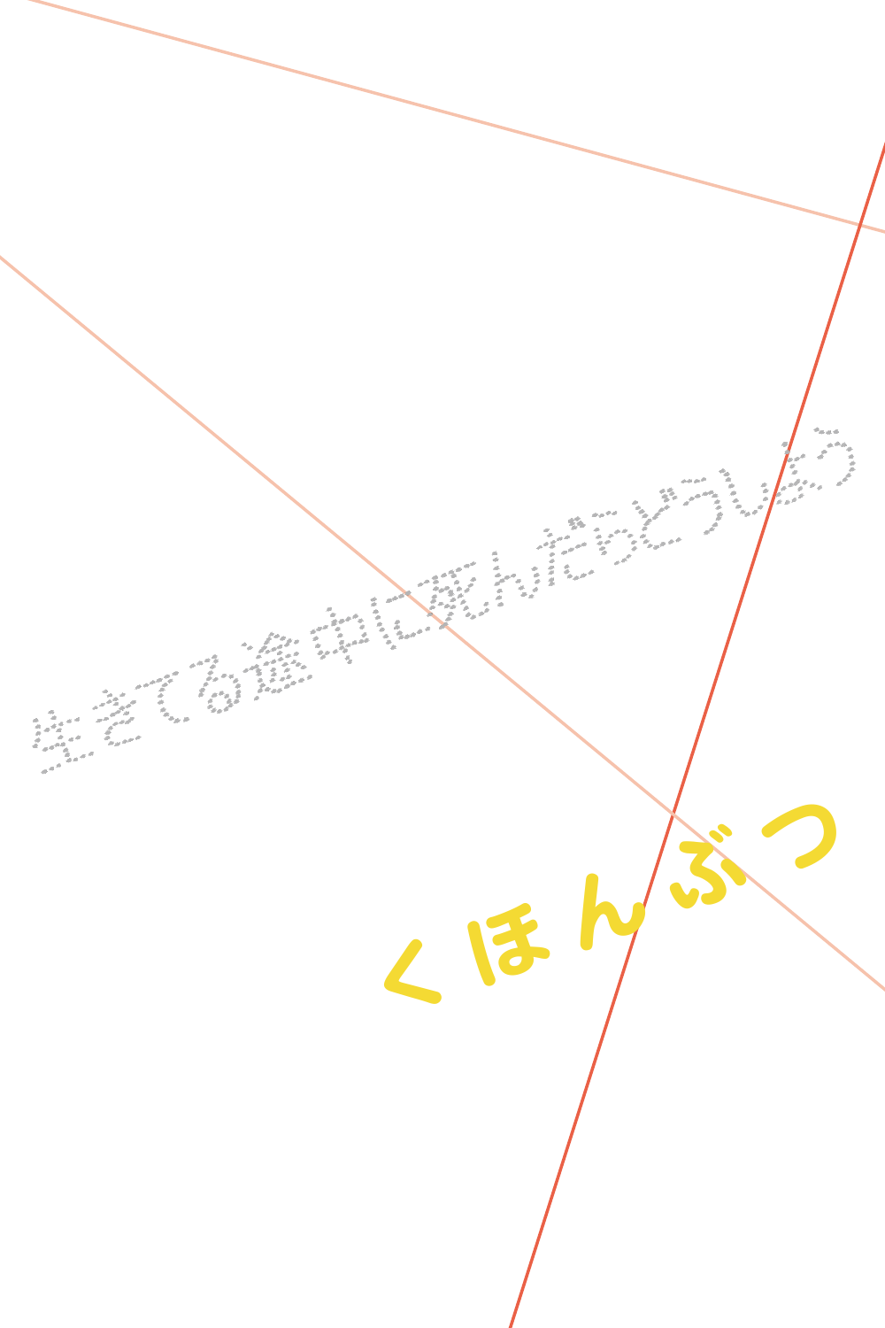生きてる途中に死んだらどうしよう

くほんぶつ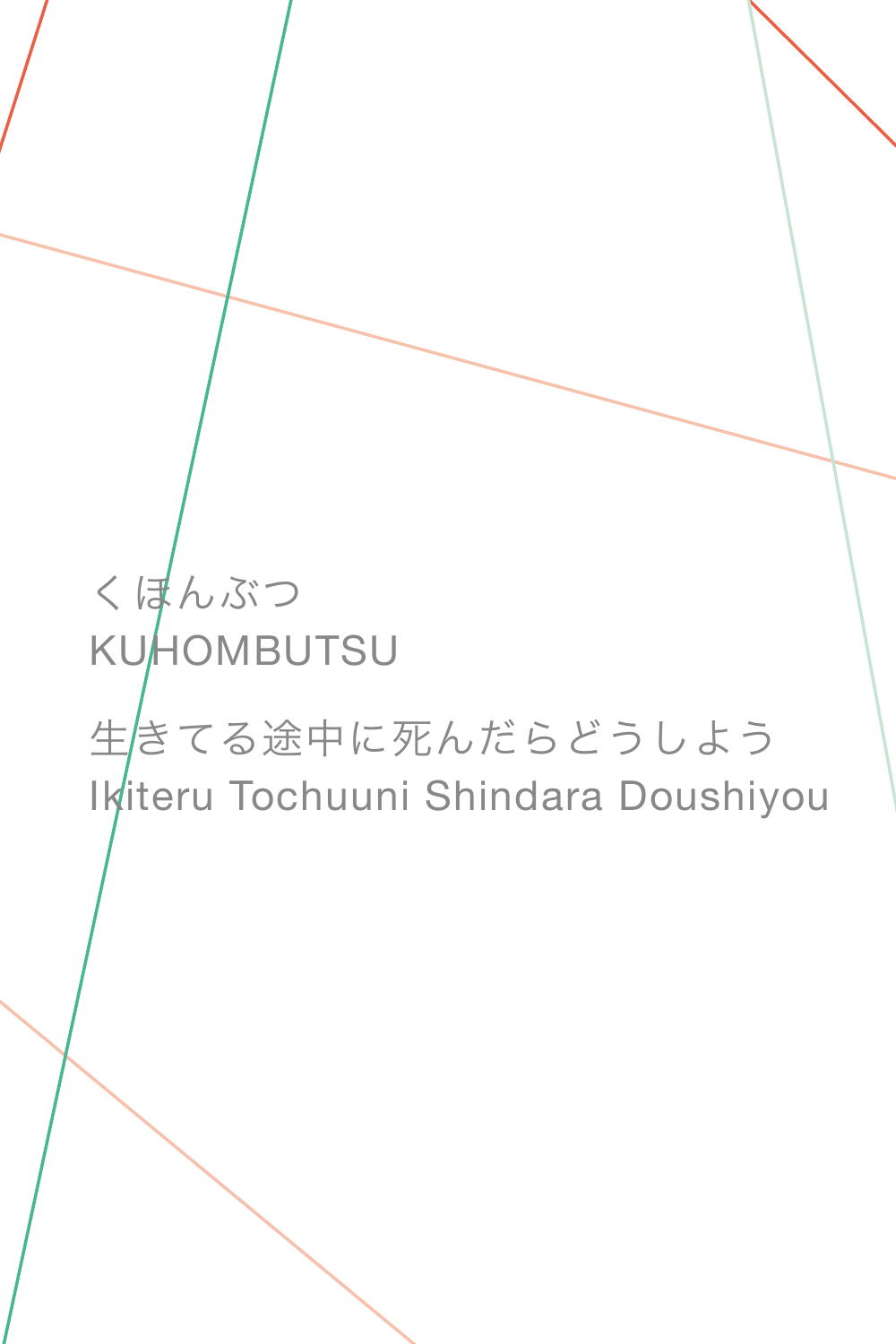くほんぶつ
KUHOMBUTSU

生きてる途中に死んだらどうしよう
Ikiteru Tochuuni Shindara Doushiyou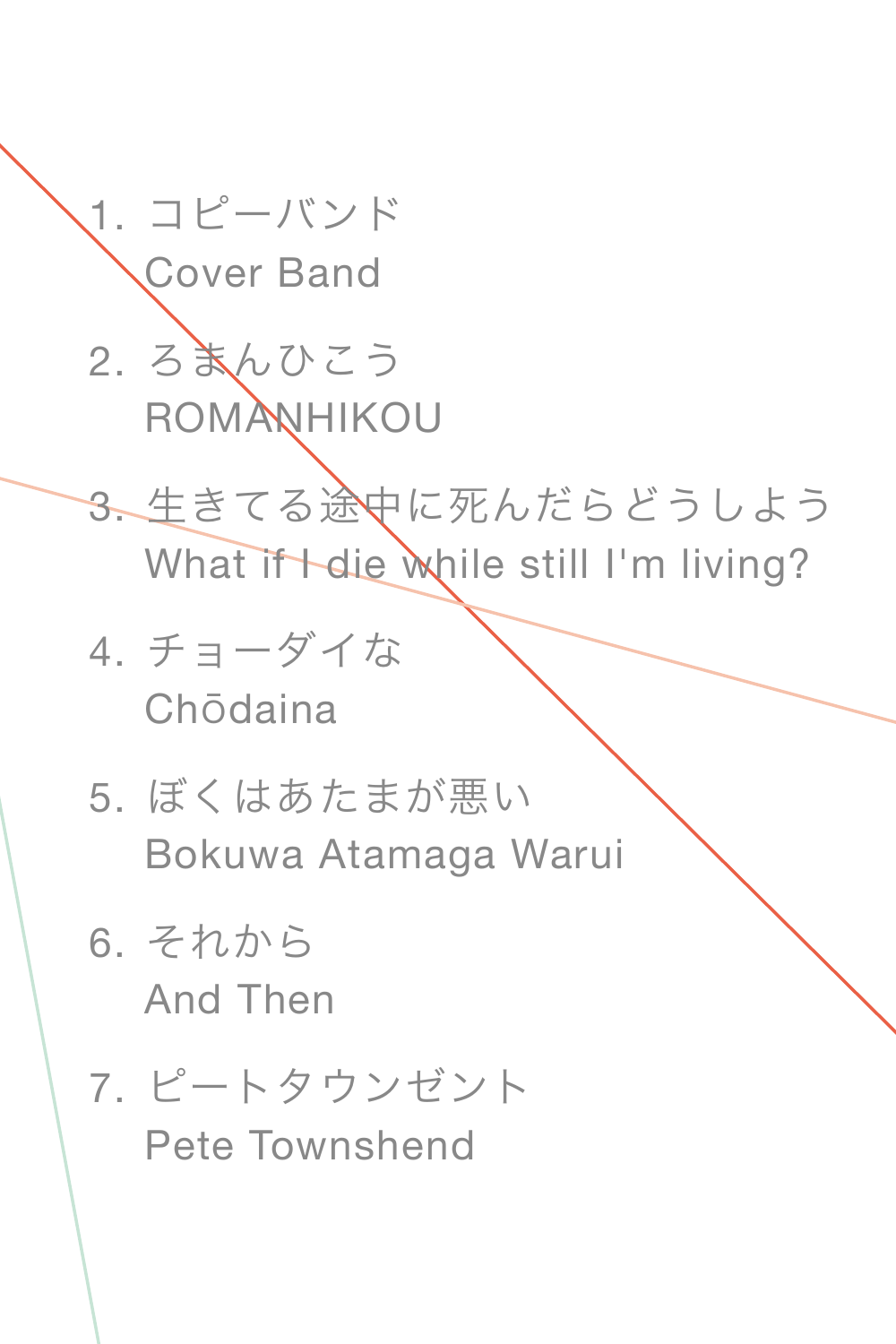1. コピーバンド
   Cover Band
2. ろまんひこう
   ROMANHIKOU
3. 生きてる途中に死んだらどうしよう
   What if I die while still I'm living?
4. チョーダイな
   Chōdaina
5. ぼくはあたまが悪い
   Bokuwa Atamaga Warui
6. それから
   And Then
7. ピートタウンゼント
   Pete Townshend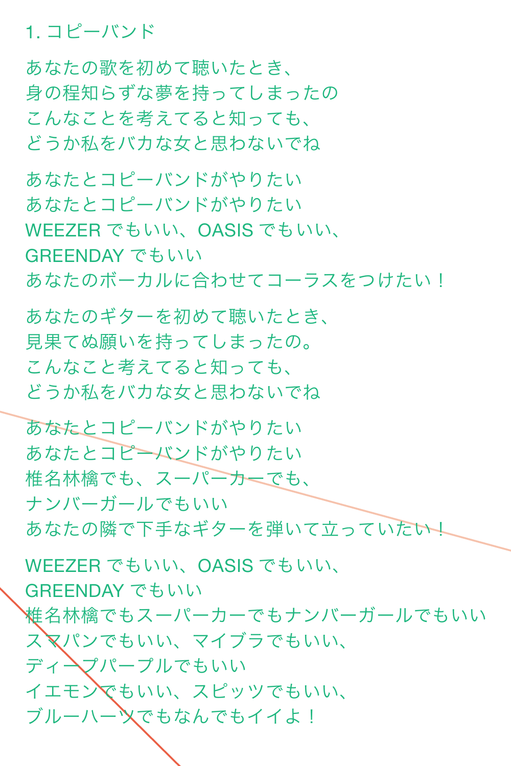# 1. コピーバンド

あなたの歌を初めて聴いたとき、
身の程知らずな夢を持ってしまったの
こんなことを考えてると知っても、
どうか私をバカな女と思わないでね

あなたとコピーバンドがやりたい
あなたとコピーバンドがやりたい
WEEZER でもいい、OASIS でもいい、
GREENDAY でもいい
あなたのボーカルに合わせてコーラスをつけたい！

あなたのギターを初めて聴いたとき、
見果てぬ願いを持ってしまったの。
こんなこと考えてると知っても、
どうか私をバカな女と思わないでね

あなたとコピーバンドがやりたい
あなたとコピーバンドがやりたい
椎名林檎でも、スーパーカーでも、
ナンバーガールでもいい
あなたの隣で下手なギターを弾いて立っていたい！

WEEZER でもいい、OASIS でもいい、
GREENDAY でもいい
椎名林檎でもスーパーカーでもナンバーガールでもいい
スマパンでもいい、マイブラでもいい、
ディープパープルでもいい
イエモンでもいい、スピッツでもいい、
ブルーハーツでもなんでもイイよ！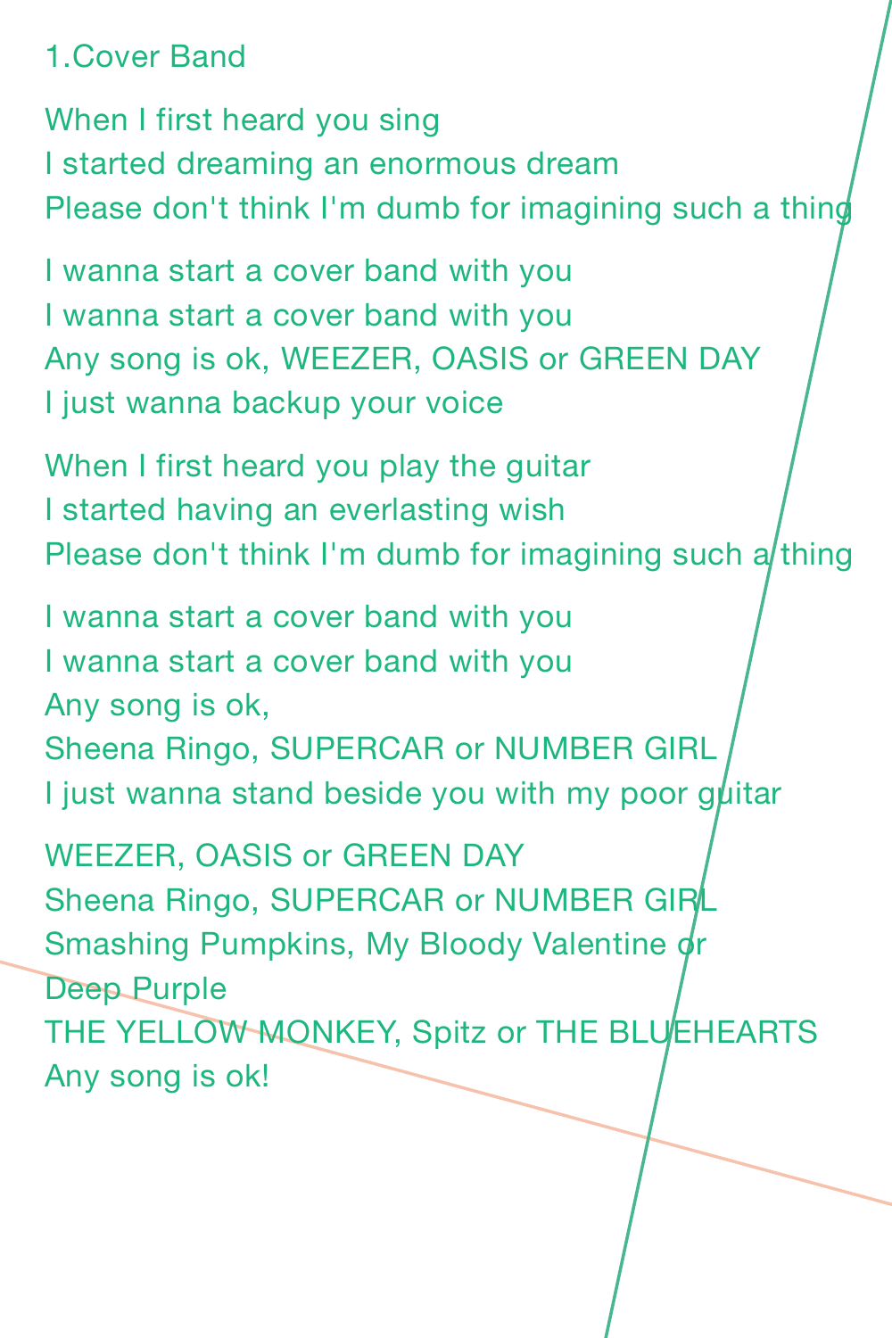## 1.Cover Band

When I first heard you sing
I started dreaming an enormous dream
Please don't think I'm dumb for imagining such a thing

I wanna start a cover band with you
I wanna start a cover band with you
Any song is ok, WEEZER, OASIS or GREEN DAY
I just wanna backup your voice

When I first heard you play the guitar
I started having an everlasting wish
Please don't think I'm dumb for imagining such a thing

I wanna start a cover band with you
I wanna start a cover band with you
Any song is ok,
Sheena Ringo, SUPERCAR or NUMBER GIRL
I just wanna stand beside you with my poor guitar

WEEZER, OASIS or GREEN DAY
Sheena Ringo, SUPERCAR or NUMBER GIRL
Smashing Pumpkins, My Bloody Valentine or
Deep Purple
THE YELLOW MONKEY, Spitz or THE BLUEHEARTS
Any song is ok!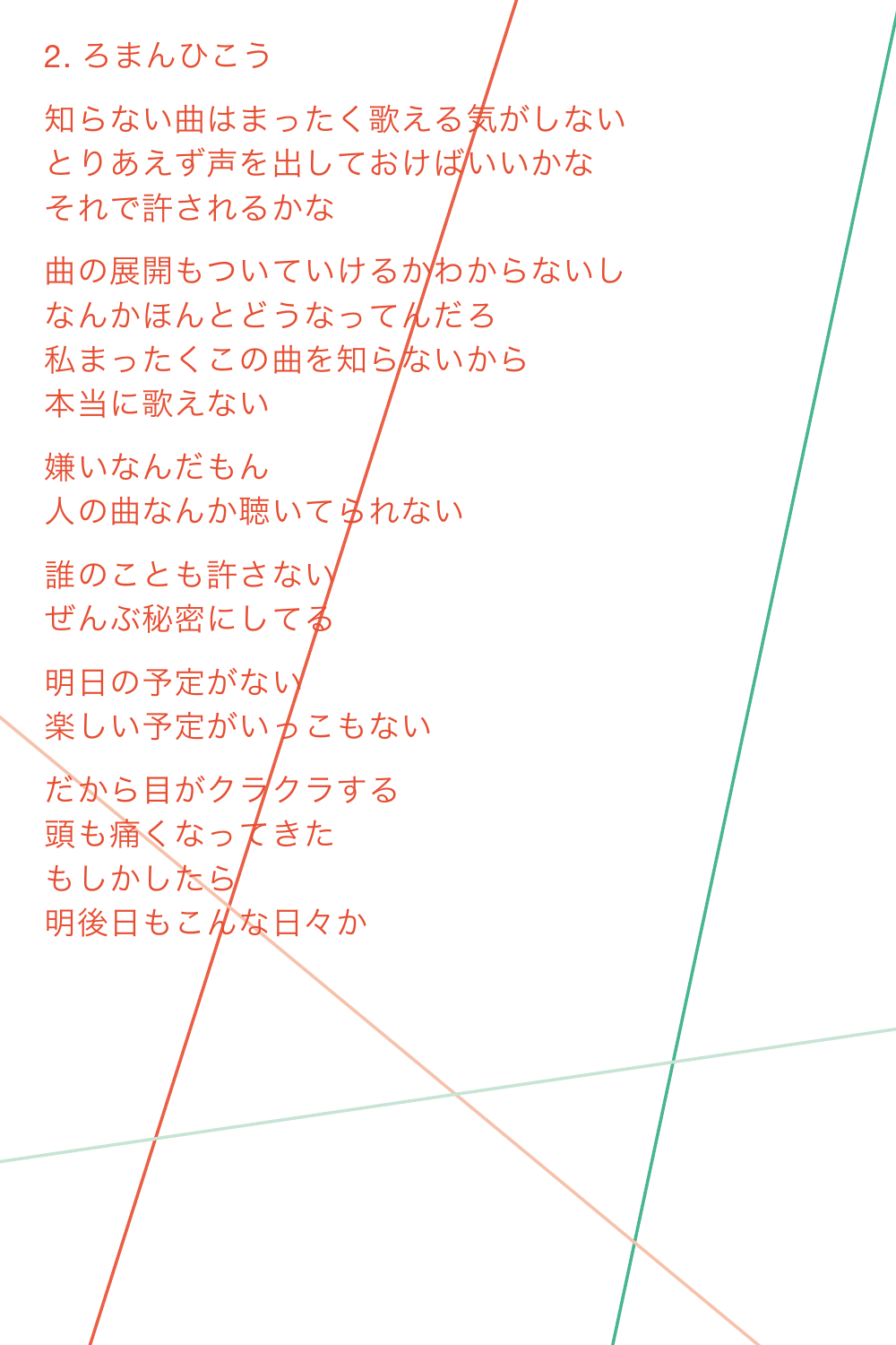## 2. ろまんひこう

知らない曲はまったく歌える気がしない
とりあえず声を出しておけばいいかな
それで許されるかな

曲の展開もついていけるかわからないし
なんかほんとどうなってんだろ
私まったくこの曲を知らないから
本当に歌えない

嫌いなんだもん
人の曲なんか聴いてられない

誰のことも許さない
ぜんぶ秘密にしてる

明日の予定がない
楽しい予定がいっこもない

だから目がクラクラする
頭も痛くなってきた
もしかしたら
明後日もこんな日々か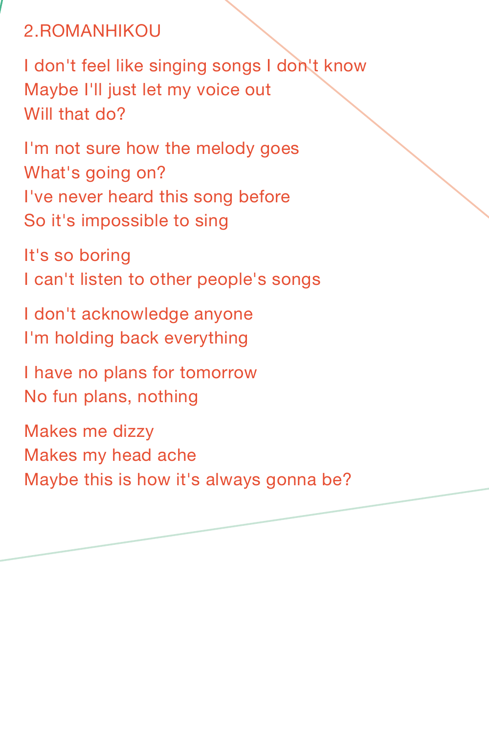## 2.ROMANHIKOU

I don't feel like singing songs I don't know
Maybe I'll just let my voice out
Will that do?

I'm not sure how the melody goes
What's going on?
I've never heard this song before
So it's impossible to sing

It's so boring
I can't listen to other people's songs

I don't acknowledge anyone
I'm holding back everything

I have no plans for tomorrow
No fun plans, nothing

Makes me dizzy
Makes my head ache
Maybe this is how it's always gonna be?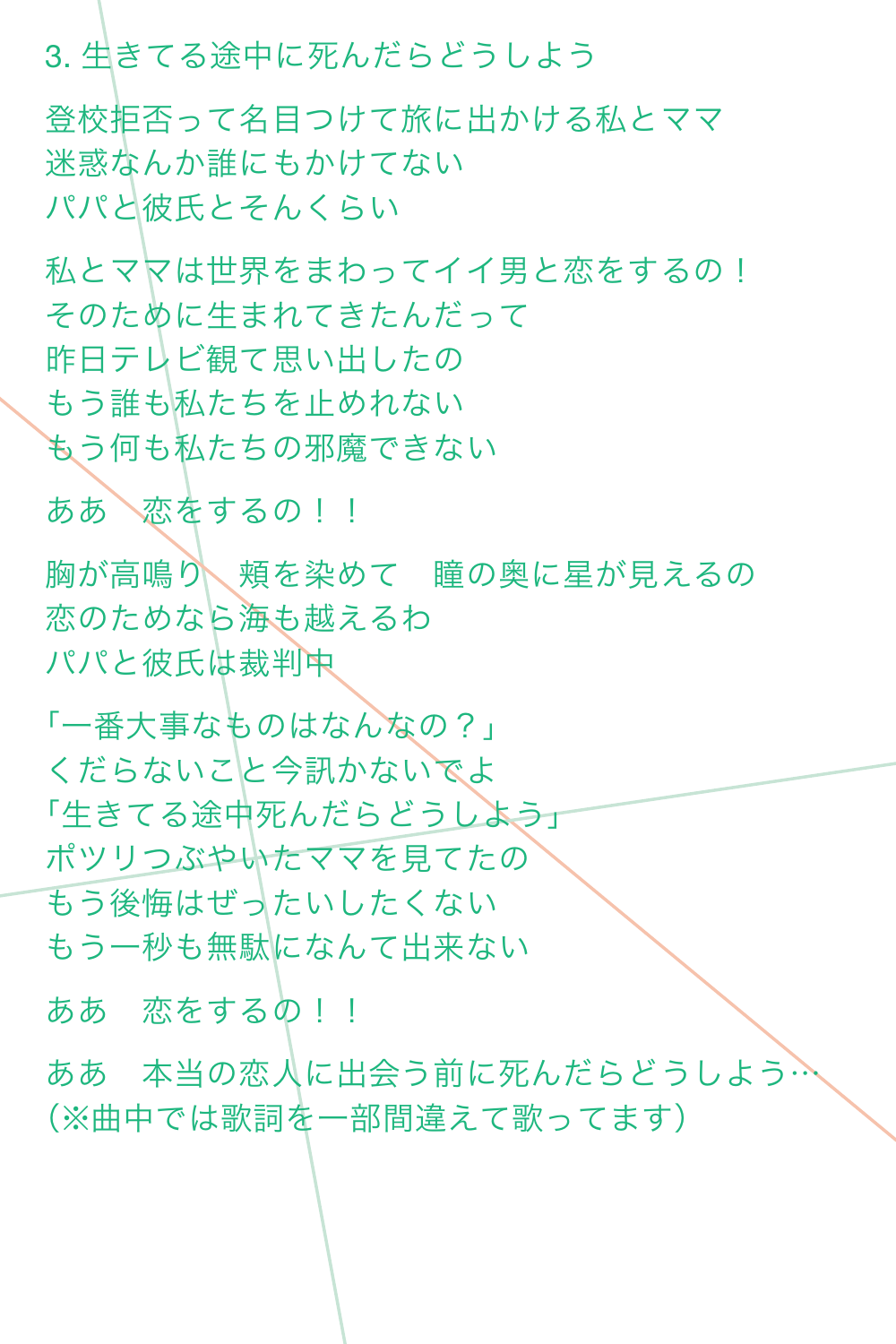### 3. 生きてる途中に死んだらどうしよう

登校拒否って名目つけて旅に出かける私とママ
迷惑なんか誰にもかけてない
パパと彼氏とそんくらい

私とママは世界をまわってイイ男と恋をするの！
そのために生まれてきたんだって
昨日テレビ観て思い出したの
もう誰も私たちを止めれない
もう何も私たちの邪魔できない

ああ　恋をするの！！

胸が高鳴り　頬を染めて　瞳の奥に星が見えるの
恋のためなら海も越えるわ
パパと彼氏は裁判中

「一番大事なものはなんなの？」
くだらないこと今訊かないでよ
「生きてる途中死んだらどうしよう」
ポツリつぶやいたママを見てたの
もう後悔はぜったいしたくない
もう一秒も無駄になんて出来ない

ああ　恋をするの！！

ああ　本当の恋人に出会う前に死んだらどうしよう…
（※曲中では歌詞を一部間違えて歌ってます）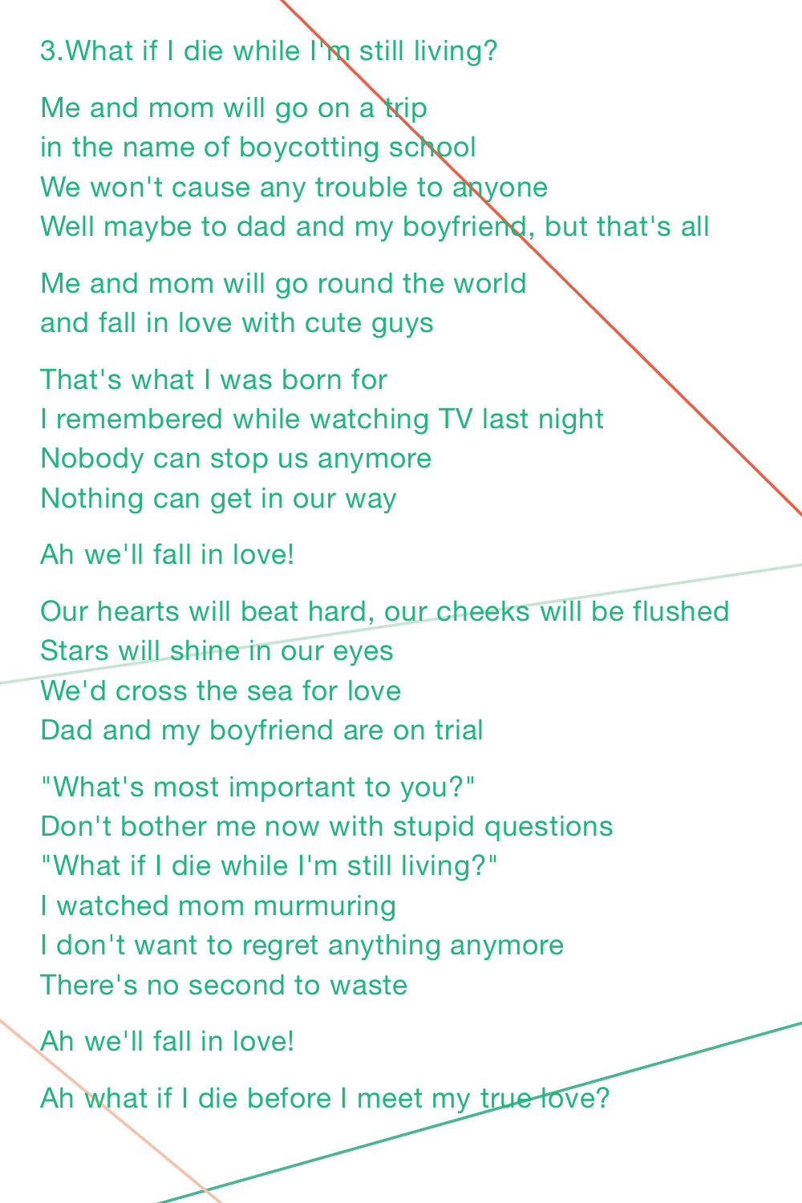### 3.What if I die while I'm still living?

Me and mom will go on a trip
in the name of boycotting school
We won't cause any trouble to anyone
Well maybe to dad and my boyfriend, but that's all

Me and mom will go round the world
and fall in love with cute guys

That's what I was born for
I remembered while watching TV last night
Nobody can stop us anymore
Nothing can get in our way

Ah we'll fall in love!

Our hearts will beat hard, our cheeks will be flushed
Stars will shine in our eyes
We'd cross the sea for love
Dad and my boyfriend are on trial

"What's most important to you?"
Don't bother me now with stupid questions
"What if I die while I'm still living?"
I watched mom murmuring
I don't want to regret anything anymore
There's no second to waste

Ah we'll fall in love!

Ah what if I die before I meet my true love?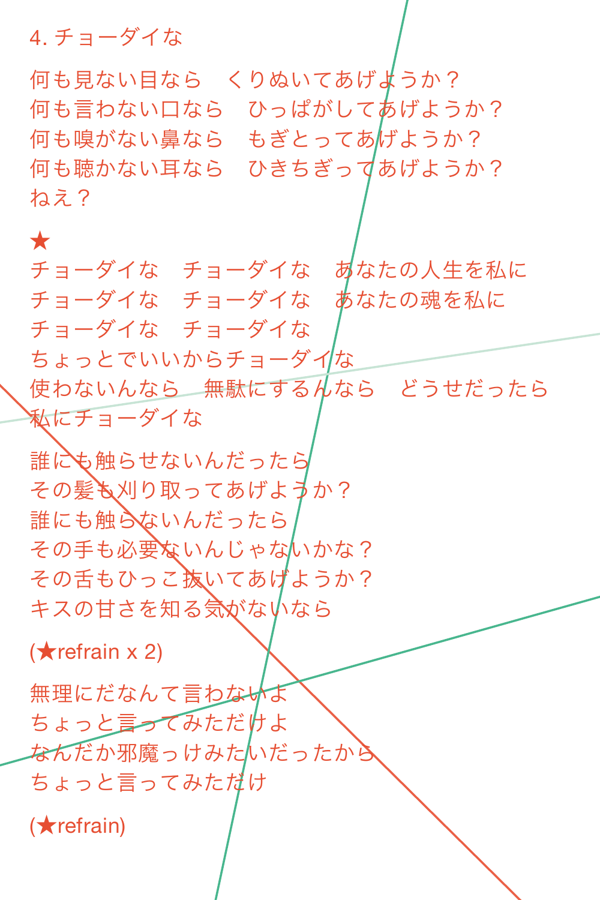## 4. チョーダイな

何も見ない目なら　くりぬいてあげようか？
何も言わない口なら　ひっぱがしてあげようか？
何も嗅がない鼻なら　もぎとってあげようか？
何も聴かない耳なら　ひきちぎってあげようか？
ねえ？

★
チョーダイな　チョーダイな　あなたの人生を私に
チョーダイな　チョーダイな　あなたの魂を私に
チョーダイな　チョーダイな
ちょっとでいいからチョーダイな
使わないんなら　無駄にするんなら　どうせだったら
私にチョーダイな

誰にも触らせないんだったら
その髪も刈り取ってあげようか？
誰にも触らないんだったら
その手も必要ないんじゃないかな？
その舌もひっこ抜いてあげようか？
キスの甘さを知る気がないなら

(★refrain x 2)

無理にだなんて言わないよ
ちょっと言ってみただけよ
なんだか邪魔っけみたいだったから
ちょっと言ってみただけ

(★refrain)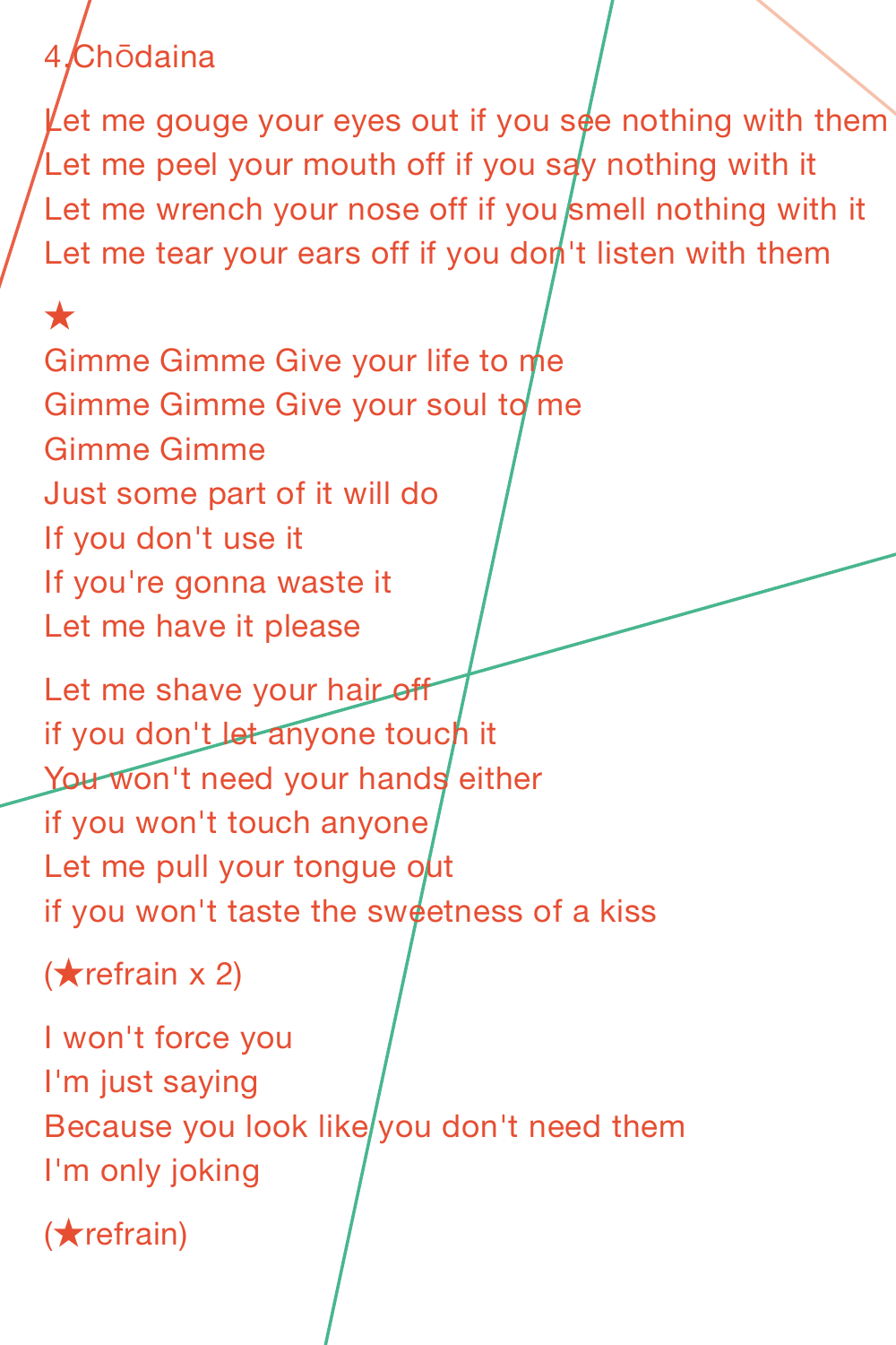## 4.Chōdaina

Let me gouge your eyes out if you see nothing with them
Let me peel your mouth off if you say nothing with it
Let me wrench your nose off if you smell nothing with it
Let me tear your ears off if you don't listen with them

★
Gimme Gimme Give your life to me
Gimme Gimme Give your soul to me
Gimme Gimme
Just some part of it will do
If you don't use it
If you're gonna waste it
Let me have it please

Let me shave your hair off
if you don't let anyone touch it
You won't need your hands either
if you won't touch anyone
Let me pull your tongue out
if you won't taste the sweetness of a kiss

(★refrain x 2)

I won't force you
I'm just saying
Because you look like you don't need them
I'm only joking

(★refrain)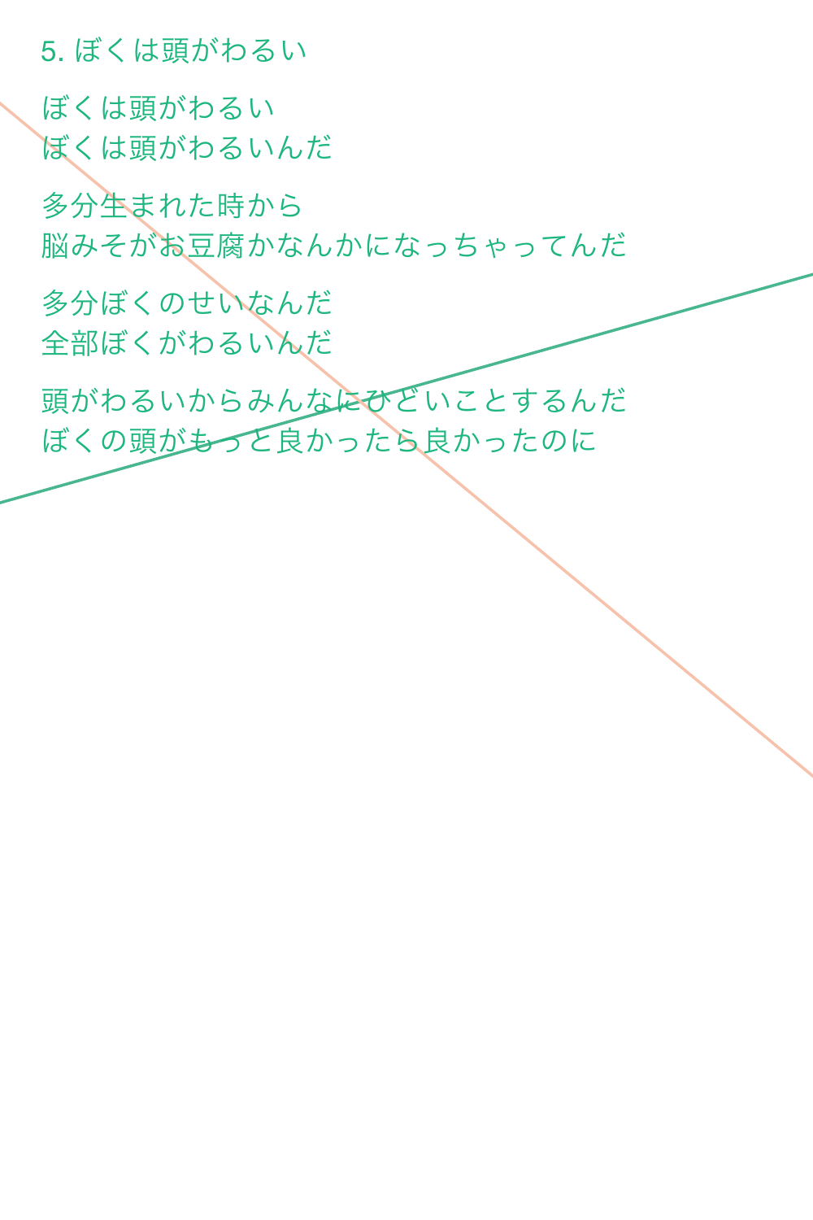## 5. ぼくは頭がわるい

ぼくは頭がわるい
ぼくは頭がわるいんだ

多分生まれた時から
脳みそがお豆腐かなんかになっちゃってんだ

多分ぼくのせいなんだ
全部ぼくがわるいんだ

頭がわるいからみんなにひどいことするんだ
ぼくの頭がもっと良かったら良かったのに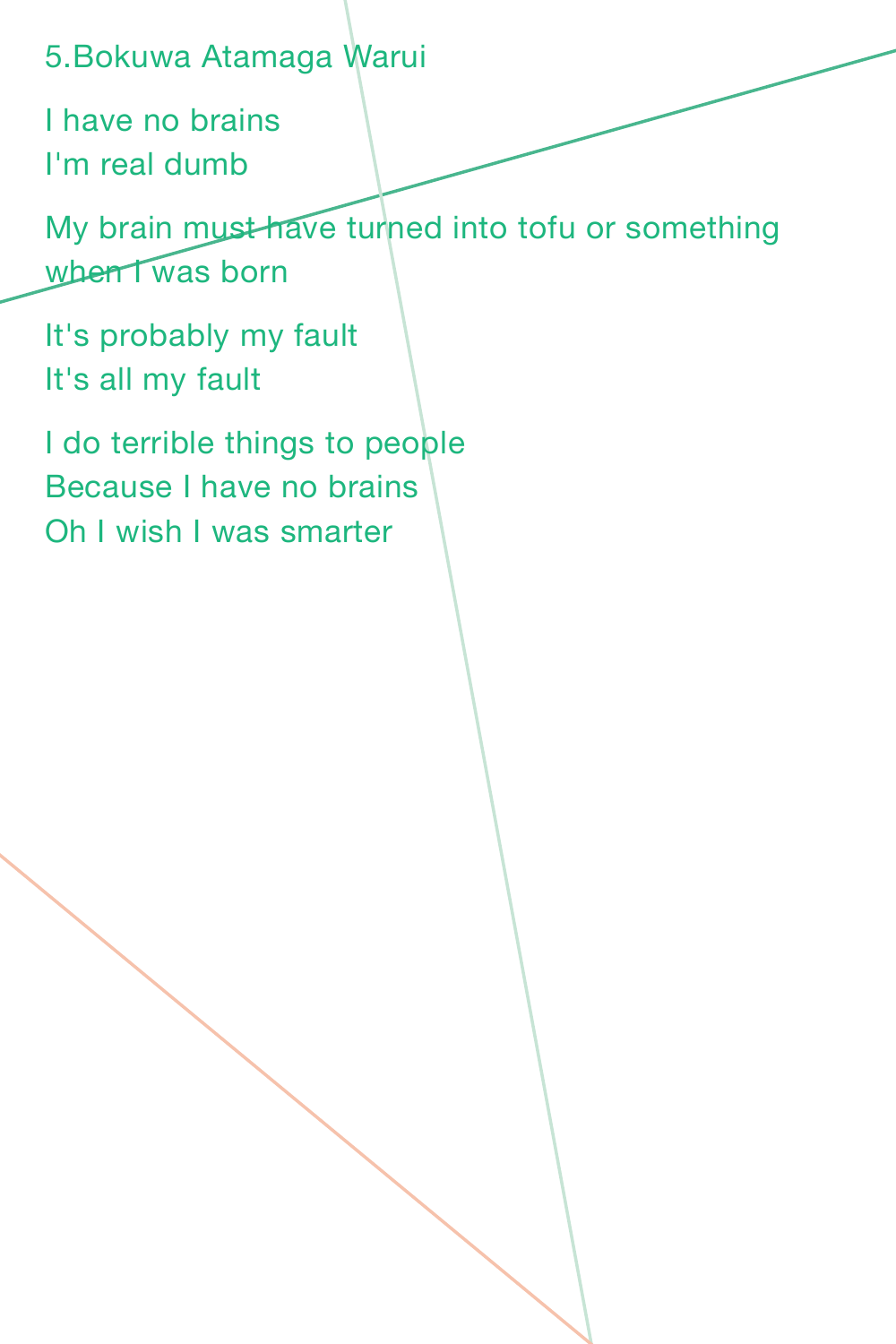## 5.Bokuwa Atamaga Warui

I have no brains
I'm real dumb

My brain must have turned into tofu or something
when I was born

It's probably my fault
It's all my fault

I do terrible things to people
Because I have no brains
Oh I wish I was smarter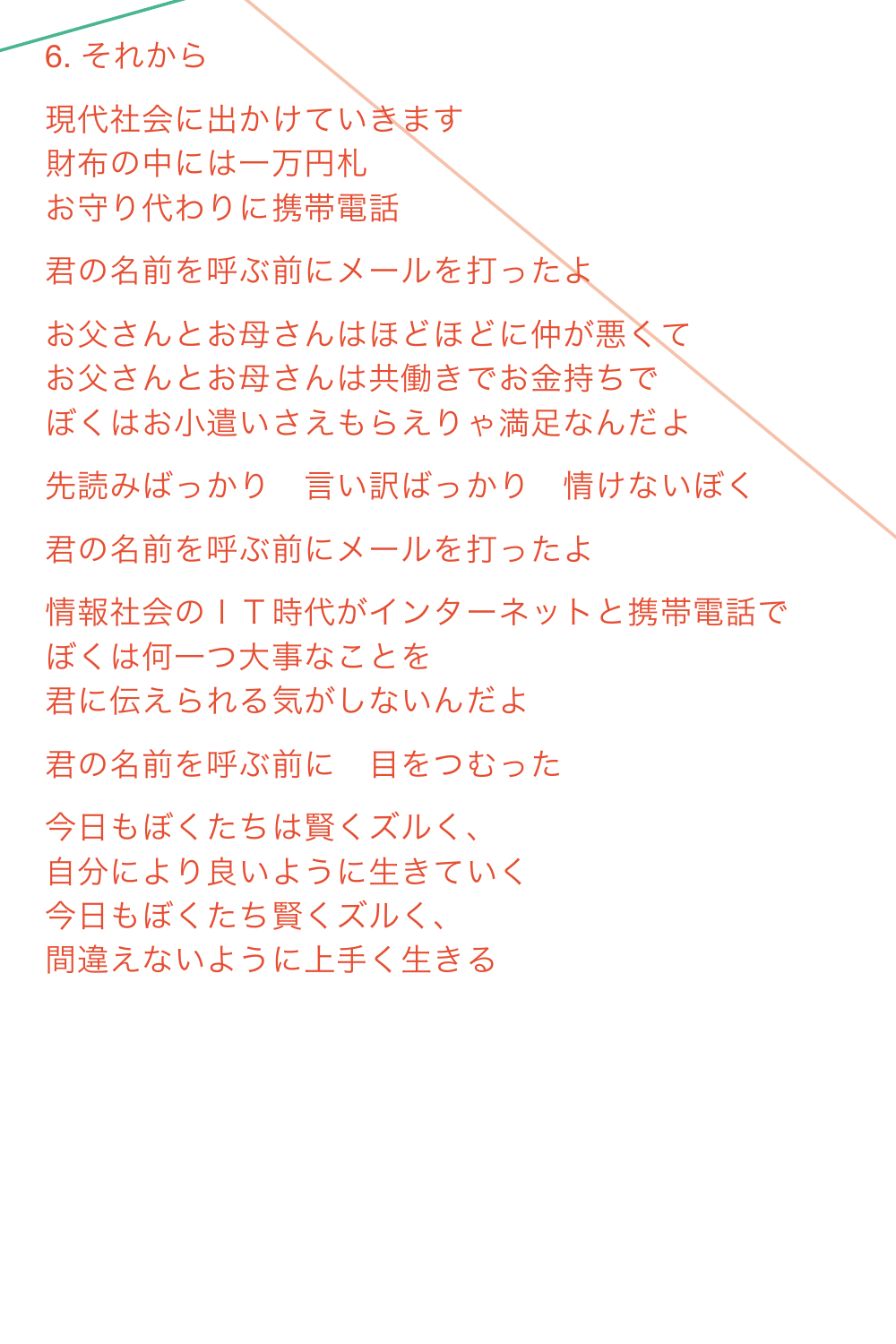## 6. それから

現代社会に出かけていきます
財布の中には一万円札
お守り代わりに携帯電話

君の名前を呼ぶ前にメールを打ったよ

お父さんとお母さんはほどほどに仲が悪くて
お父さんとお母さんは共働きでお金持ちで
ぼくはお小遣いさえもらえりゃ満足なんだよ

先読みばっかり　言い訳ばっかり　情けないぼく

君の名前を呼ぶ前にメールを打ったよ

情報社会のＩＴ時代がインターネットと携帯電話で
ぼくは何一つ大事なことを
君に伝えられる気がしないんだよ

君の名前を呼ぶ前に　目をつむった

今日もぼくたちは賢くズルく、
自分により良いように生きていく
今日もぼくたち賢くズルく、
間違えないように上手く生きる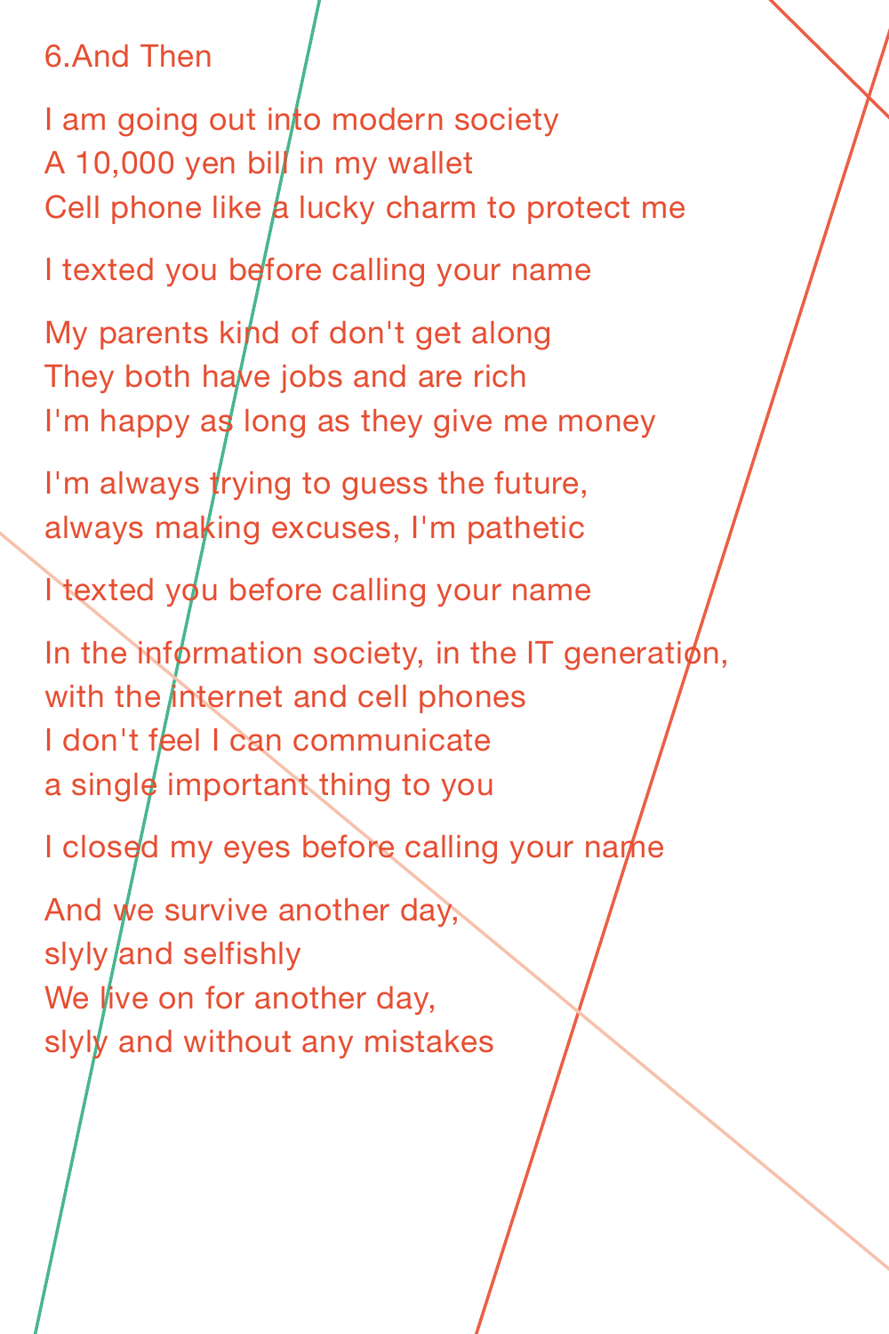## 6.And Then

I am going out into modern society
A 10,000 yen bill in my wallet
Cell phone like a lucky charm to protect me

I texted you before calling your name

My parents kind of don't get along
They both have jobs and are rich
I'm happy as long as they give me money

I'm always trying to guess the future,
always making excuses, I'm pathetic

I texted you before calling your name

In the information society, in the IT generation,
with the internet and cell phones
I don't feel I can communicate
a single important thing to you

I closed my eyes before calling your name

And we survive another day,
slyly and selfishly
We live on for another day,
slyly and without any mistakes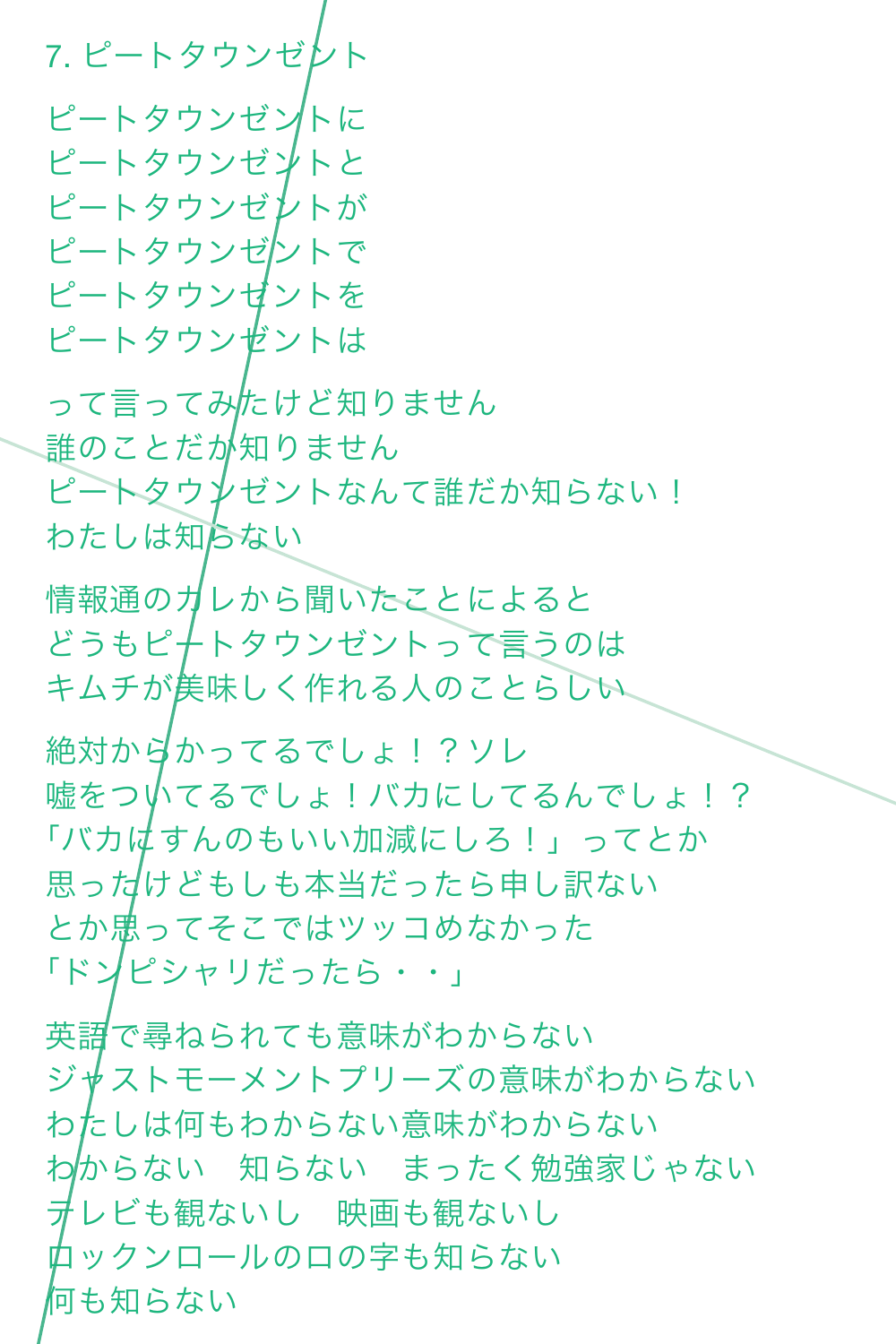## 7. ピートタウンゼント

ピートタウンゼントに
ピートタウンゼントと
ピートタウンゼントが
ピートタウンゼントで
ピートタウンゼントを
ピートタウンゼントは

って言ってみたけど知りません
誰のことだか知りません
ピートタウンゼントなんて誰だか知らない！
わたしは知らない

情報通のカレから聞いたことによると
どうもピートタウンゼントって言うのは
キムチが美味しく作れる人のことらしい

絶対からかってるでしょ！？ソレ
嘘をついてるでしょ！バカにしてるんでしょ！？
「バカにすんのもいい加減にしろ！」ってとか
思ったけどもしも本当だったら申し訳ない
とか思ってそこではツッコめなかった
「ドンピシャリだったら・・」

英語で尋ねられても意味がわからない
ジャストモーメントプリーズの意味がわからない
わたしは何もわからない意味がわからない
わからない　知らない　まったく勉強家じゃない
テレビも観ないし　映画も観ないし
ロックンロールの口の字も知らない
何も知らない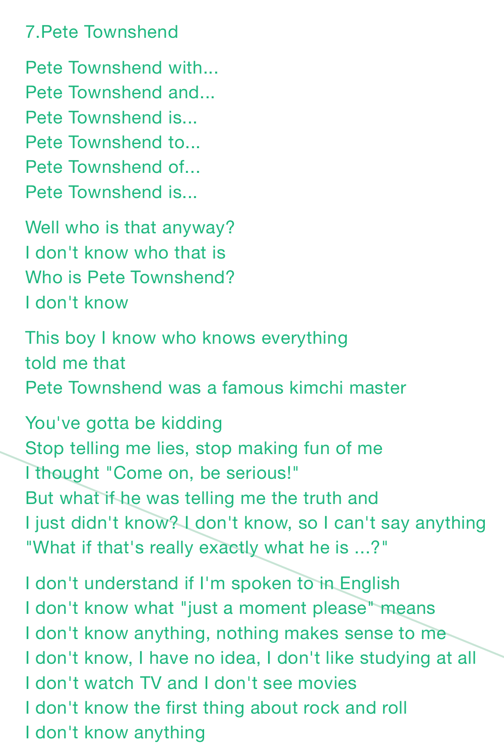## 7.Pete Townshend

Pete Townshend with...
Pete Townshend and...
Pete Townshend is...
Pete Townshend to...
Pete Townshend of...
Pete Townshend is...

Well who is that anyway?
I don't know who that is
Who is Pete Townshend?
I don't know

This boy I know who knows everything
told me that
Pete Townshend was a famous kimchi master

You've gotta be kidding
Stop telling me lies, stop making fun of me
I thought "Come on, be serious!"
But what if he was telling me the truth and
I just didn't know? I don't know, so I can't say anything
"What if that's really exactly what he is ...?"

I don't understand if I'm spoken to in English
I don't know what "just a moment please" means
I don't know anything, nothing makes sense to me
I don't know, I have no idea, I don't like studying at all
I don't watch TV and I don't see movies
I don't know the first thing about rock and roll
I don't know anything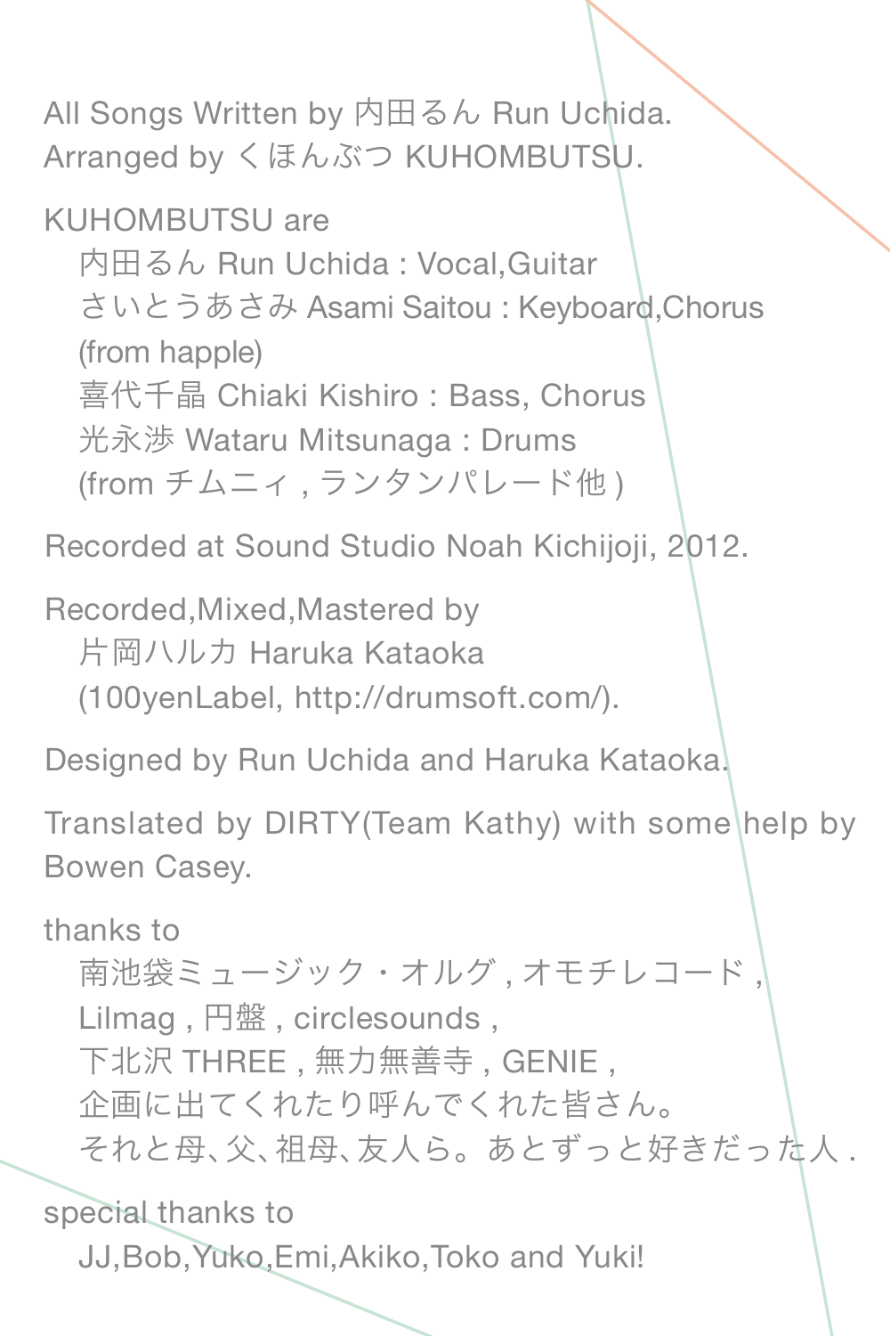All Songs Written by 内田るん Run Uchida.
Arranged by くほんぶつ KUHOMBUTSU.

KUHOMBUTSU are
内田るん Run Uchida : Vocal,Guitar
さいとうあさみ Asami Saitou : Keyboard,Chorus
(from happle)
喜代千晶 Chiaki Kishiro : Bass, Chorus
光永渉 Wataru Mitsunaga : Drums
(from チムニィ , ランタンパレード他 )

Recorded at Sound Studio Noah Kichijoji, 2012.

Recorded,Mixed,Mastered by
片岡ハルカ Haruka Kataoka
(100yenLabel, http://drumsoft.com/).

Designed by Run Uchida and Haruka Kataoka.

Translated by DIRTY(Team Kathy) with some help by Bowen Casey.

thanks to
南池袋ミュージック・オルグ , オモチレコード ,
Lilmag , 円盤 , circlesounds ,
下北沢 THREE , 無力無善寺 , GENIE ,
企画に出てくれたり呼んでくれた皆さん。
それと母、父、祖母、友人ら。あとずっと好きだった人 .

special thanks to
JJ,Bob,Yuko,Emi,Akiko,Toko and Yuki!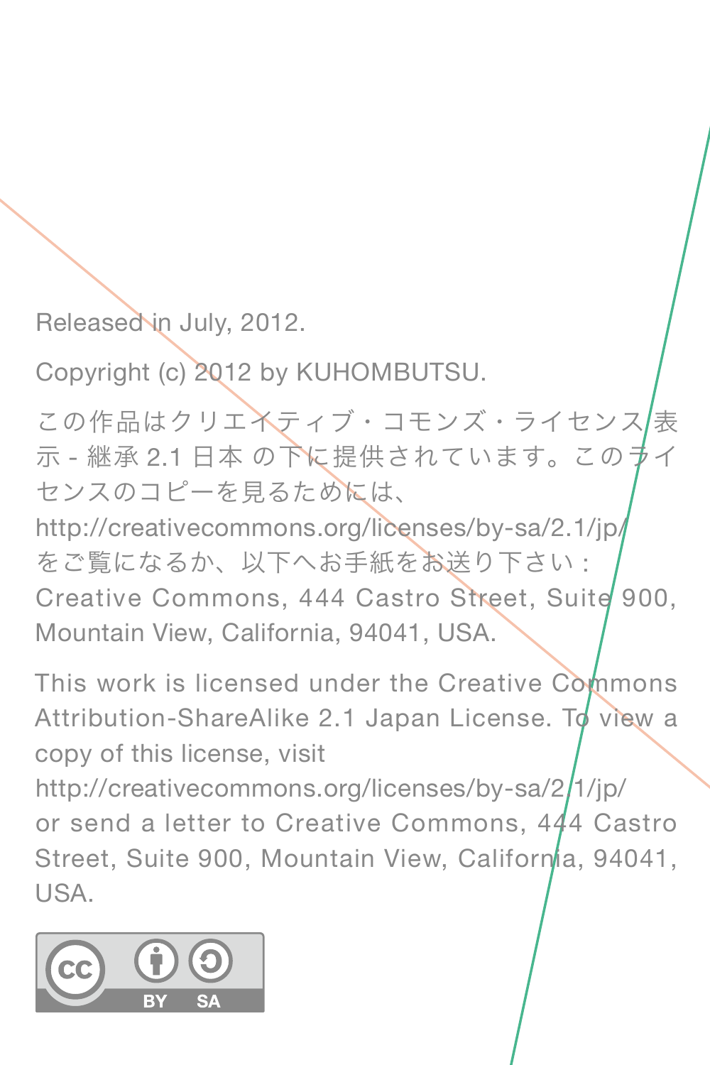Released in July, 2012.

Copyright (c) 2012 by KUHOMBUTSU.

この作品はクリエイティブ・コモンズ・ライセンス 表示 - 継承 2.1 日本 の下に提供されています。このライセンスのコピーを見るためには、
http://creativecommons.org/licenses/by-sa/2.1/jp/
をご覧になるか、以下へお手紙をお送り下さい：
Creative Commons, 444 Castro Street, Suite 900, Mountain View, California, 94041, USA.

This work is licensed under the Creative Commons Attribution-ShareAlike 2.1 Japan License. To view a copy of this license, visit
http://creativecommons.org/licenses/by-sa/2.1/jp/
or send a letter to Creative Commons, 444 Castro Street, Suite 900, Mountain View, California, 94041, USA.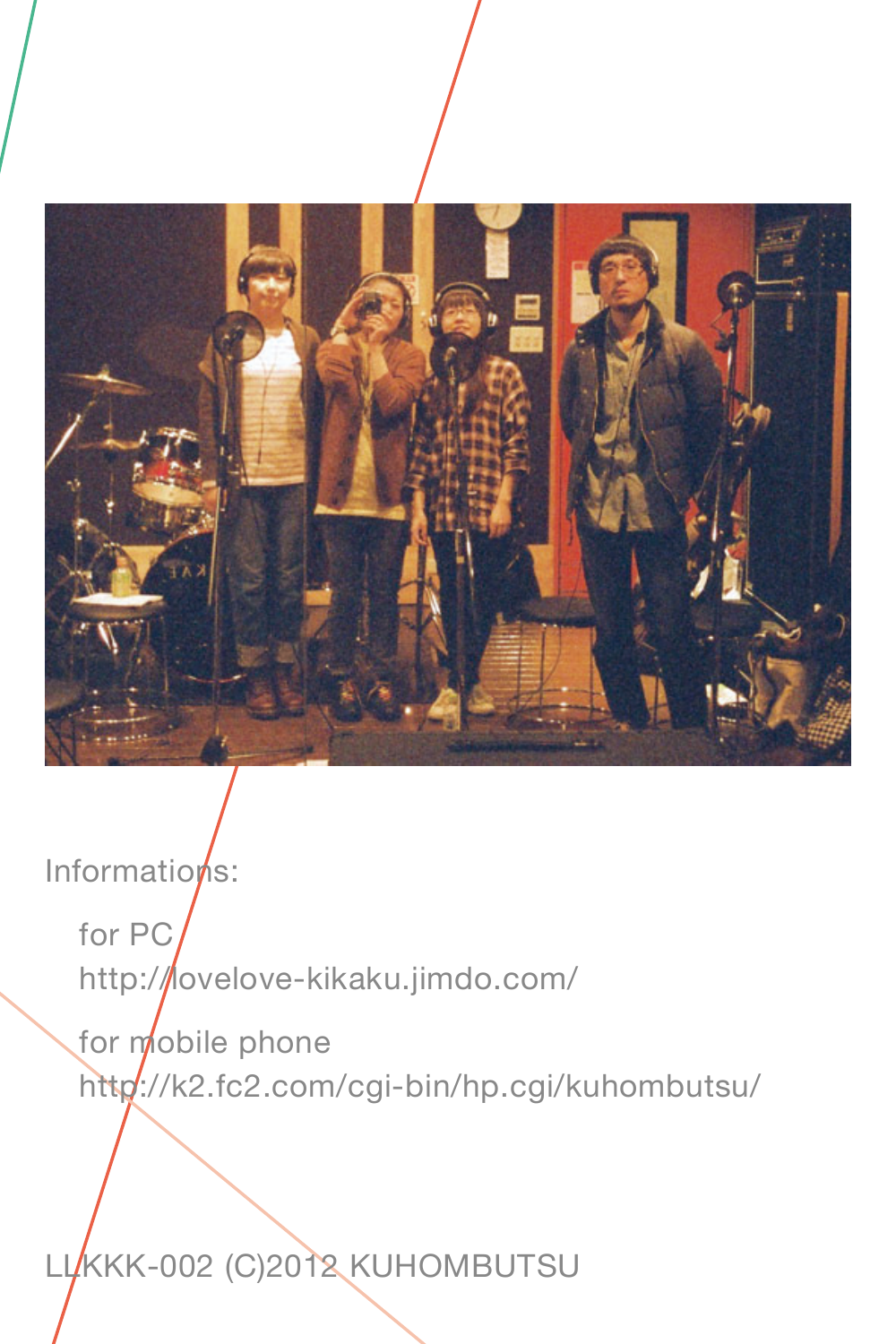Informations:

for PC
http://lovelove-kikaku.jimdo.com/

for mobile phone
http://k2.fc2.com/cgi-bin/hp.cgi/kuhombutsu/

LLKKK-002 (C)2012 KUHOMBUTSU